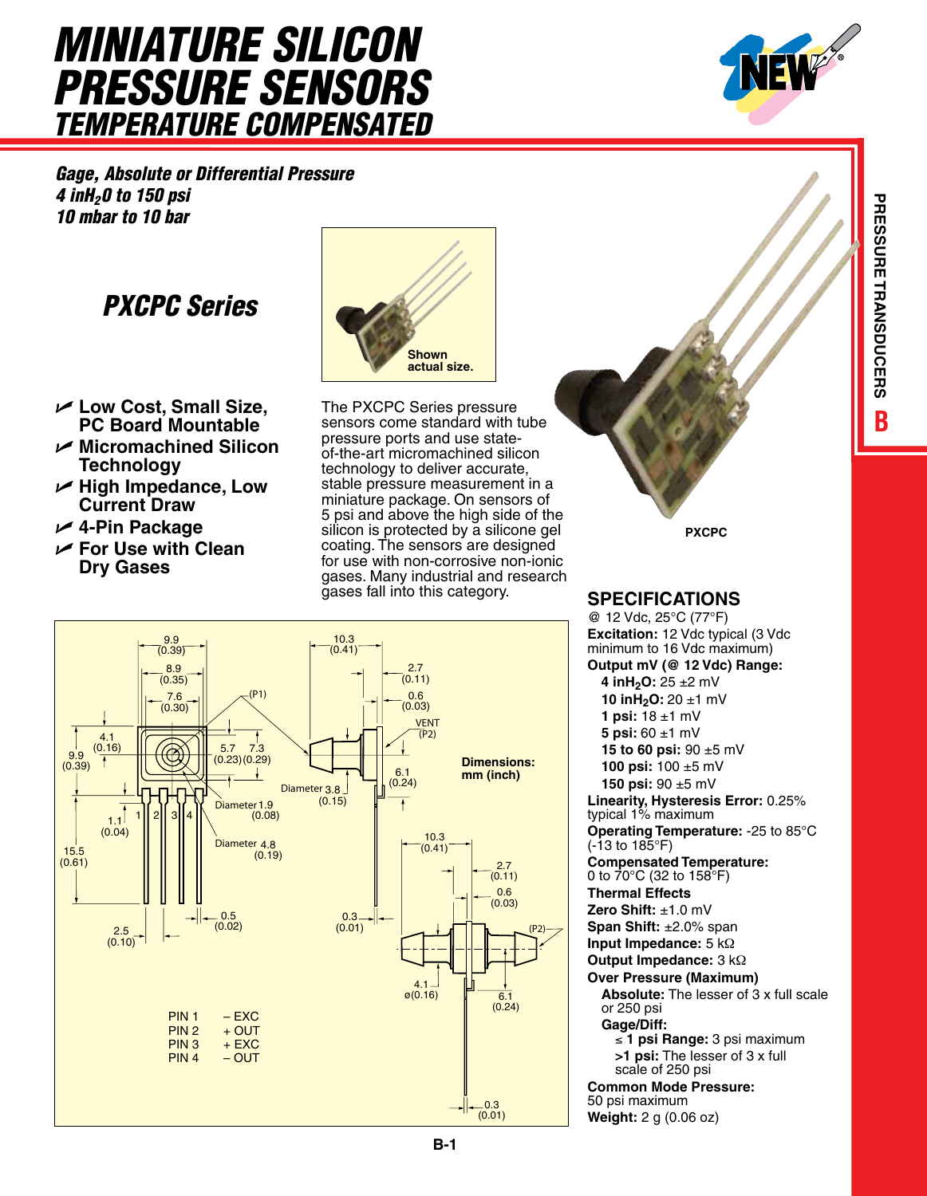# MINIATURE SILICON PRESSURE SENSORS

## TEMPERATURE COMPENSATED

***Gage, Absolute or Differential Pressure***
***4 inH$_2$0 to 150 psi***
***10 mbar to 10 bar***

## *PXCPC Series*

Shown actual size.

- **Low Cost, Small Size, PC Board Mountable**
- **Micromachined Silicon Technology**
- **High Impedance, Low Current Draw**
- **4-Pin Package**
- **For Use with Clean Dry Gases**

The PXCPC Series pressure sensors come standard with tube pressure ports and use state-of-the-art micromachined silicon technology to deliver accurate, stable pressure measurement in a miniature package. On sensors of 5 psi and above the high side of the silicon is protected by a silicone gel coating. The sensors are designed for use with non-corrosive non-ionic gases. Many industrial and research gases fall into this category.

PXCPC

Dimensions: mm (inch)

| PIN | |
|---|---|
| PIN 1 | – EXC |
| PIN 2 | + OUT |
| PIN 3 | + EXC |
| PIN 4 | – OUT |

## SPECIFICATIONS

@ 12 Vdc, 25°C (77°F)

**Excitation:** 12 Vdc typical (3 Vdc minimum to 16 Vdc maximum)

**Output mV (@ 12 Vdc) Range:**

- **4 inH$_2$O:** 25 ±2 mV
- **10 inH$_2$O:** 20 ±1 mV
- **1 psi:** 18 ±1 mV
- **5 psi:** 60 ±1 mV
- **15 to 60 psi:** 90 ±5 mV
- **100 psi:** 100 ±5 mV
- **150 psi:** 90 ±5 mV

**Linearity, Hysteresis Error:** 0.25% typical 1% maximum

**Operating Temperature:** -25 to 85°C (-13 to 185°F)

**Compensated Temperature:** 0 to 70°C (32 to 158°F)

**Thermal Effects**

**Zero Shift:** ±1.0 mV

**Span Shift:** ±2.0% span

**Input Impedance:** 5 kΩ

**Output Impedance:** 3 kΩ

**Over Pressure (Maximum)**

- **Absolute:** The lesser of 3 x full scale or 250 psi
- **Gage/Diff:**
  - **≤ 1 psi Range:** 3 psi maximum
  - **>1 psi:** The lesser of 3 x full scale of 250 psi

**Common Mode Pressure:** 50 psi maximum

**Weight:** 2 g (0.06 oz)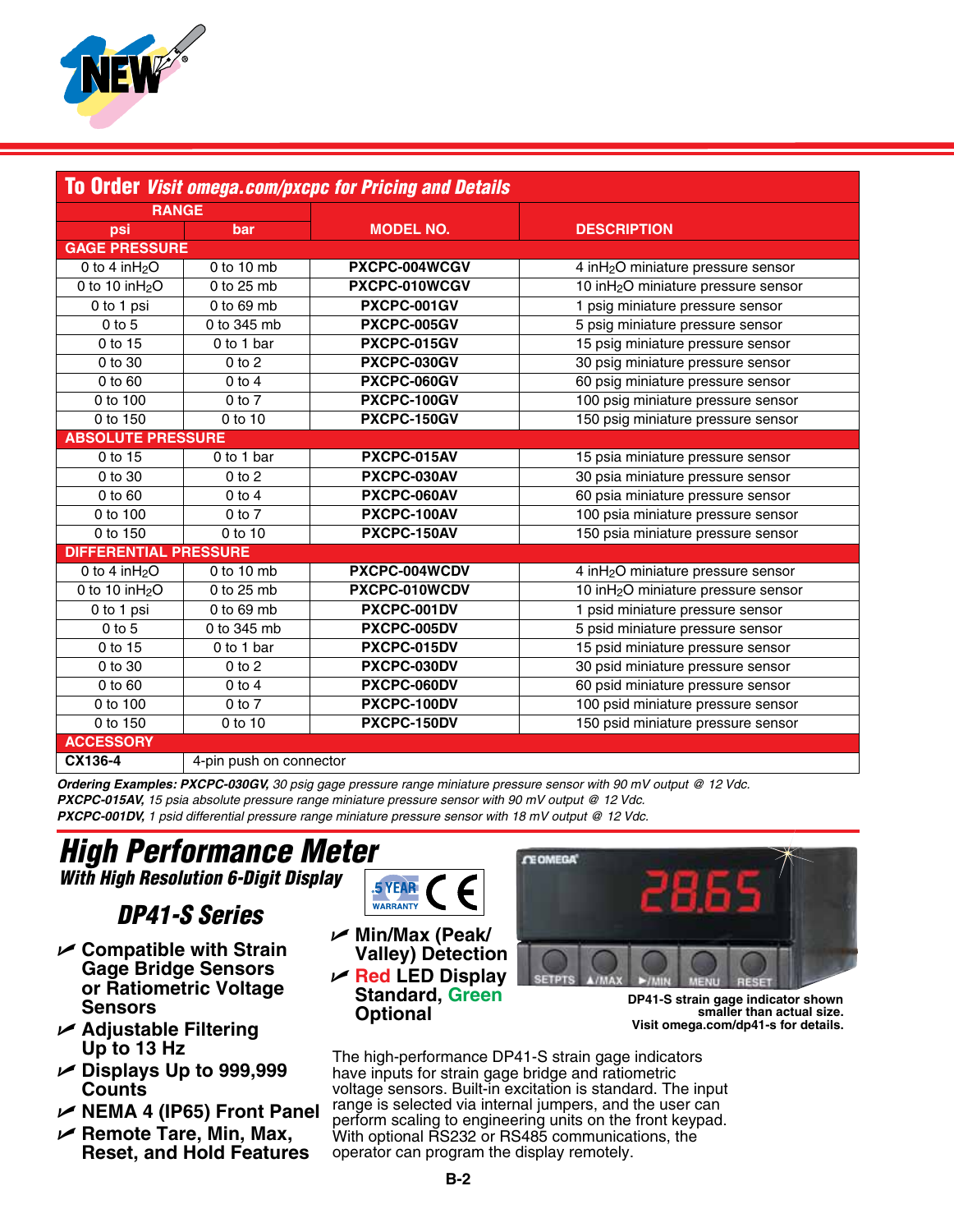## To Order *Visit omega.com/pxcpc for Pricing and Details*

| RANGE | | MODEL NO. | DESCRIPTION |
|---|---|---|---|
| psi | bar | | |
| **GAGE PRESSURE** | | | |
| 0 to 4 $inH_2O$ | 0 to 10 mb | **PXCPC-004WCGV** | 4 $inH_2O$ miniature pressure sensor |
| 0 to 10 $inH_2O$ | 0 to 25 mb | **PXCPC-010WCGV** | 10 $inH_2O$ miniature pressure sensor |
| 0 to 1 psi | 0 to 69 mb | **PXCPC-001GV** | 1 psig miniature pressure sensor |
| 0 to 5 | 0 to 345 mb | **PXCPC-005GV** | 5 psig miniature pressure sensor |
| 0 to 15 | 0 to 1 bar | **PXCPC-015GV** | 15 psig miniature pressure sensor |
| 0 to 30 | 0 to 2 | **PXCPC-030GV** | 30 psig miniature pressure sensor |
| 0 to 60 | 0 to 4 | **PXCPC-060GV** | 60 psig miniature pressure sensor |
| 0 to 100 | 0 to 7 | **PXCPC-100GV** | 100 psig miniature pressure sensor |
| 0 to 150 | 0 to 10 | **PXCPC-150GV** | 150 psig miniature pressure sensor |
| **ABSOLUTE PRESSURE** | | | |
| 0 to 15 | 0 to 1 bar | **PXCPC-015AV** | 15 psia miniature pressure sensor |
| 0 to 30 | 0 to 2 | **PXCPC-030AV** | 30 psia miniature pressure sensor |
| 0 to 60 | 0 to 4 | **PXCPC-060AV** | 60 psia miniature pressure sensor |
| 0 to 100 | 0 to 7 | **PXCPC-100AV** | 100 psia miniature pressure sensor |
| 0 to 150 | 0 to 10 | **PXCPC-150AV** | 150 psia miniature pressure sensor |
| **DIFFERENTIAL PRESSURE** | | | |
| 0 to 4 $inH_2O$ | 0 to 10 mb | **PXCPC-004WCDV** | 4 $inH_2O$ miniature pressure sensor |
| 0 to 10 $inH_2O$ | 0 to 25 mb | **PXCPC-010WCDV** | 10 $inH_2O$ miniature pressure sensor |
| 0 to 1 psi | 0 to 69 mb | **PXCPC-001DV** | 1 psid miniature pressure sensor |
| 0 to 5 | 0 to 345 mb | **PXCPC-005DV** | 5 psid miniature pressure sensor |
| 0 to 15 | 0 to 1 bar | **PXCPC-015DV** | 15 psid miniature pressure sensor |
| 0 to 30 | 0 to 2 | **PXCPC-030DV** | 30 psid miniature pressure sensor |
| 0 to 60 | 0 to 4 | **PXCPC-060DV** | 60 psid miniature pressure sensor |
| 0 to 100 | 0 to 7 | **PXCPC-100DV** | 100 psid miniature pressure sensor |
| 0 to 150 | 0 to 10 | **PXCPC-150DV** | 150 psid miniature pressure sensor |
| **ACCESSORY** | | | |
| **CX136-4** | 4-pin push on connector | | |

***Ordering Examples: PXCPC-030GV,*** *30 psig gage pressure range miniature pressure sensor with 90 mV output @ 12 Vdc.*
***PXCPC-015AV,*** *15 psia absolute pressure range miniature pressure sensor with 90 mV output @ 12 Vdc.*
***PXCPC-001DV,*** *1 psid differential pressure range miniature pressure sensor with 18 mV output @ 12 Vdc.*

# High Performance Meter

***With High Resolution 6-Digit Display***

## *DP41-S Series*

- **Compatible with Strain Gage Bridge Sensors or Ratiometric Voltage Sensors**
- **Adjustable Filtering Up to 13 Hz**
- **Displays Up to 999,999 Counts**
- **NEMA 4 (IP65) Front Panel**
- **Remote Tare, Min, Max, Reset, and Hold Features**
- **Min/Max (Peak/Valley) Detection**
- **Red LED Display Standard, Green Optional**

**DP41-S strain gage indicator shown smaller than actual size. Visit omega.com/dp41-s for details.**

The high-performance DP41-S strain gage indicators have inputs for strain gage bridge and ratiometric voltage sensors. Built-in excitation is standard. The input range is selected via internal jumpers, and the user can perform scaling to engineering units on the front keypad. With optional RS232 or RS485 communications, the operator can program the display remotely.